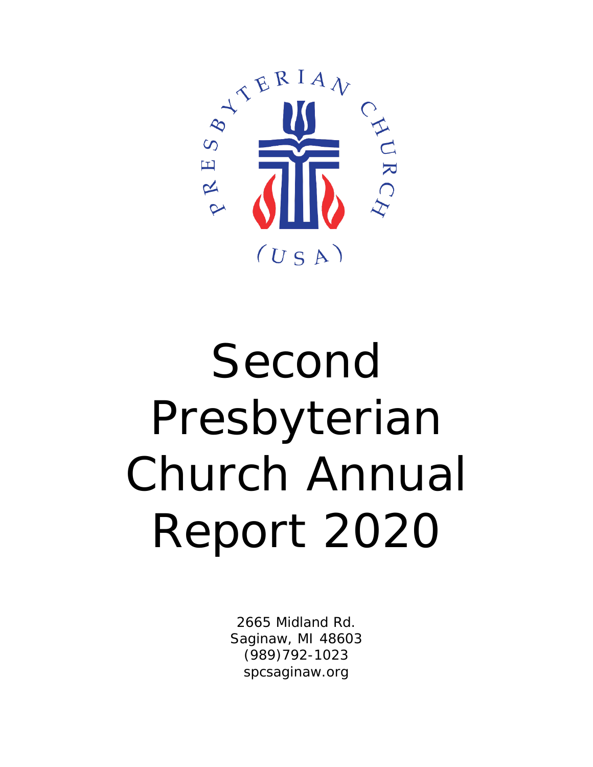# Second Presbyterian Church Annual Report 2020

2665 Midland Rd.
Saginaw, MI 48603
(989)792-1023
spcsaginaw.org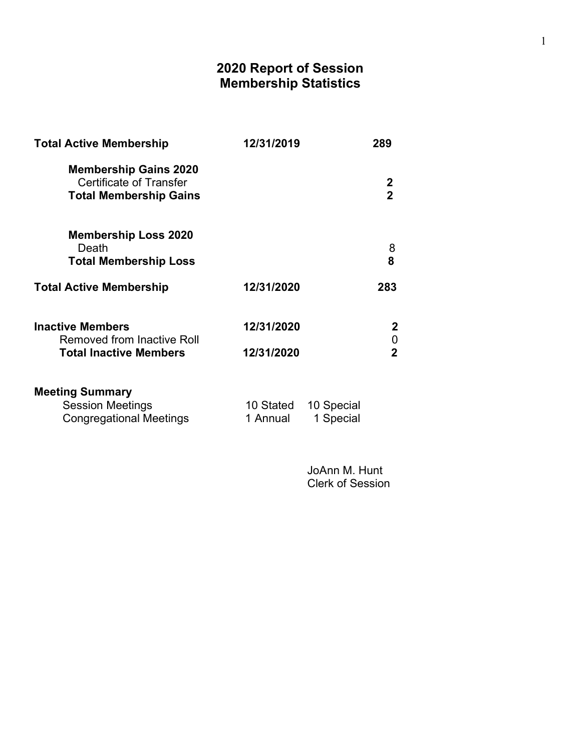# 2020 Report of Session
## Membership Statistics

| | | | |
|---|---|---|---|
| **Total Active Membership** | **12/31/2019** | | **289** |
| **Membership Gains 2020** | | | |
| Certificate of Transfer | | | **2** |
| **Total Membership Gains** | | | **2** |
| **Membership Loss 2020** | | | |
| Death | | | 8 |
| **Total Membership Loss** | | | **8** |
| **Total Active Membership** | **12/31/2020** | | **283** |
| **Inactive Members** | **12/31/2020** | | **2** |
| Removed from Inactive Roll | | | 0 |
| **Total Inactive Members** | **12/31/2020** | | **2** |

**Meeting Summary**

| | | |
|---|---|---|
| Session Meetings | 10 Stated | 10 Special |
| Congregational Meetings | 1 Annual | 1 Special |

JoAnn M. Hunt
Clerk of Session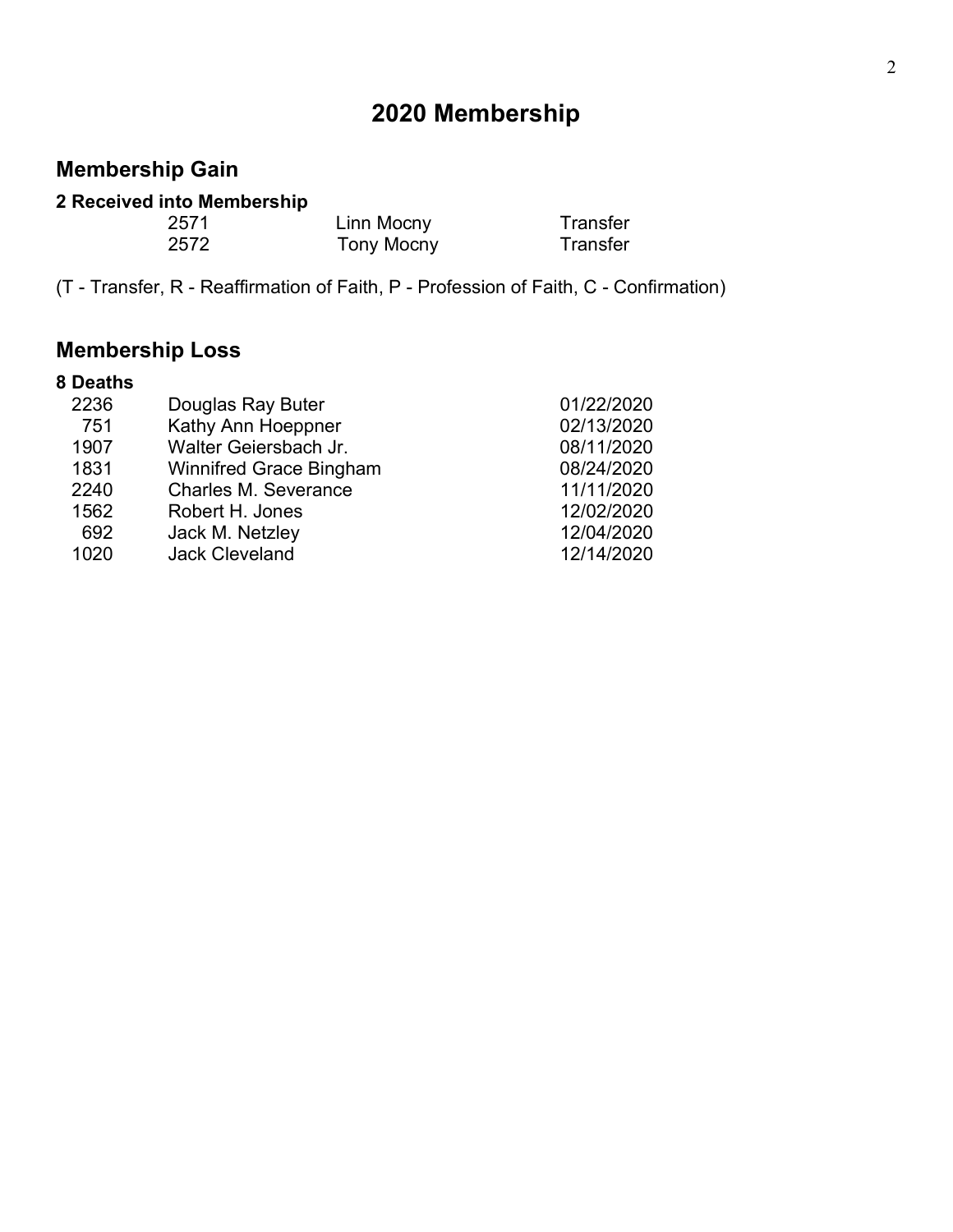# 2020 Membership

## Membership Gain

**2 Received into Membership**

| | | |
|---|---|---|
| 2571 | Linn Mocny | Transfer |
| 2572 | Tony Mocny | Transfer |

(T - Transfer, R - Reaffirmation of Faith, P - Profession of Faith, C - Confirmation)

## Membership Loss

**8 Deaths**

| | | |
|---|---|---|
| 2236 | Douglas Ray Buter | 01/22/2020 |
| 751 | Kathy Ann Hoeppner | 02/13/2020 |
| 1907 | Walter Geiersbach Jr. | 08/11/2020 |
| 1831 | Winnifred Grace Bingham | 08/24/2020 |
| 2240 | Charles M. Severance | 11/11/2020 |
| 1562 | Robert H. Jones | 12/02/2020 |
| 692 | Jack M. Netzley | 12/04/2020 |
| 1020 | Jack Cleveland | 12/14/2020 |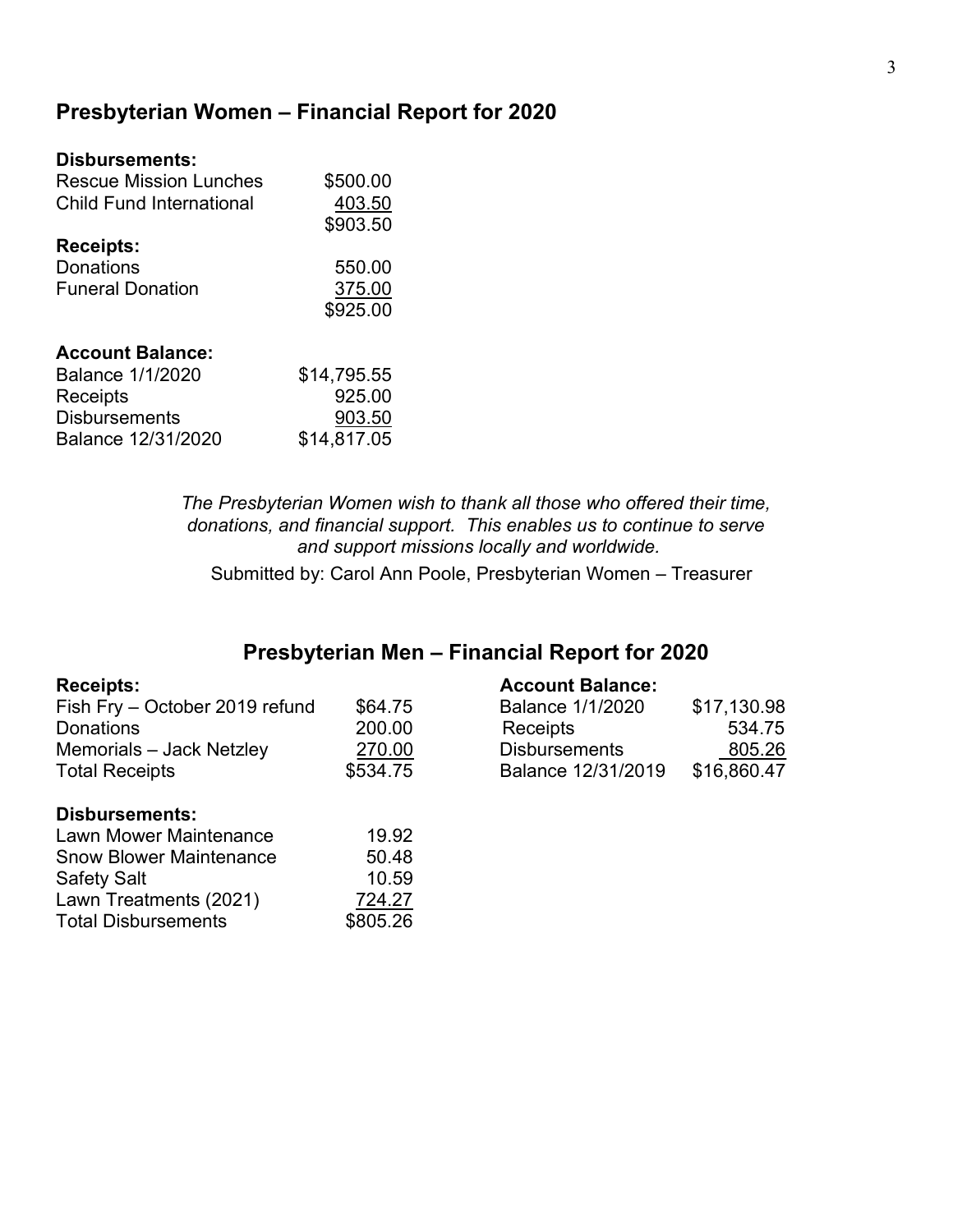## Presbyterian Women – Financial Report for 2020

**Disbursements:**

| | |
|---|---|
| Rescue Mission Lunches | $500.00 |
| Child Fund International | 403.50 |
| | $903.50 |

**Receipts:**

| | |
|---|---|
| Donations | 550.00 |
| Funeral Donation | 375.00 |
| | $925.00 |

**Account Balance:**

| | |
|---|---|
| Balance 1/1/2020 | $14,795.55 |
| Receipts | 925.00 |
| Disbursements | 903.50 |
| Balance 12/31/2020 | $14,817.05 |

*The Presbyterian Women wish to thank all those who offered their time, donations, and financial support. This enables us to continue to serve and support missions locally and worldwide.*

Submitted by: Carol Ann Poole, Presbyterian Women – Treasurer

## Presbyterian Men – Financial Report for 2020

**Receipts:**

| | |
|---|---|
| Fish Fry – October 2019 refund | $64.75 |
| Donations | 200.00 |
| Memorials – Jack Netzley | 270.00 |
| Total Receipts | $534.75 |

**Disbursements:**

| | |
|---|---|
| Lawn Mower Maintenance | 19.92 |
| Snow Blower Maintenance | 50.48 |
| Safety Salt | 10.59 |
| Lawn Treatments (2021) | 724.27 |
| Total Disbursements | $805.26 |

**Account Balance:**

| | |
|---|---|
| Balance 1/1/2020 | $17,130.98 |
| Receipts | 534.75 |
| Disbursements | 805.26 |
| Balance 12/31/2019 | $16,860.47 |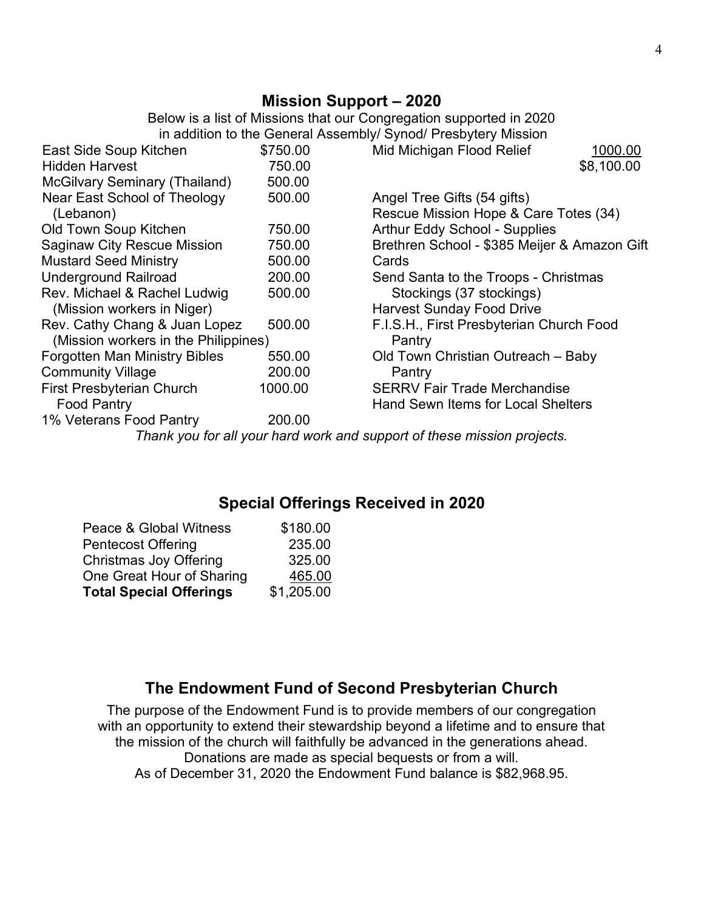## Mission Support – 2020

Below is a list of Missions that our Congregation supported in 2020
in addition to the General Assembly/ Synod/ Presbytery Mission

| Mission | Amount |
|---|---|
| East Side Soup Kitchen | $750.00 |
| Hidden Harvest | 750.00 |
| McGilvary Seminary (Thailand) | 500.00 |
| Near East School of Theology (Lebanon) | 500.00 |
| Old Town Soup Kitchen | 750.00 |
| Saginaw City Rescue Mission | 750.00 |
| Mustard Seed Ministry | 500.00 |
| Underground Railroad | 200.00 |
| Rev. Michael & Rachel Ludwig (Mission workers in Niger) | 500.00 |
| Rev. Cathy Chang & Juan Lopez (Mission workers in the Philippines) | 500.00 |
| Forgotten Man Ministry Bibles | 550.00 |
| Community Village | 200.00 |
| First Presbyterian Church Food Pantry | 1000.00 |
| 1% Veterans Food Pantry | 200.00 |
| Mid Michigan Flood Relief | 1000.00 |
| | $8,100.00 |

- Angel Tree Gifts (54 gifts)
- Rescue Mission Hope & Care Totes (34)
- Arthur Eddy School - Supplies
- Brethren School - $385 Meijer & Amazon Gift Cards
- Send Santa to the Troops - Christmas Stockings (37 stockings)
- Harvest Sunday Food Drive
- F.I.S.H., First Presbyterian Church Food Pantry
- Old Town Christian Outreach – Baby Pantry
- SERRV Fair Trade Merchandise
- Hand Sewn Items for Local Shelters

*Thank you for all your hard work and support of these mission projects.*

## Special Offerings Received in 2020

| Offering | Amount |
|---|---|
| Peace & Global Witness | $180.00 |
| Pentecost Offering | 235.00 |
| Christmas Joy Offering | 325.00 |
| One Great Hour of Sharing | 465.00 |
| **Total Special Offerings** | $1,205.00 |

## The Endowment Fund of Second Presbyterian Church

The purpose of the Endowment Fund is to provide members of our congregation with an opportunity to extend their stewardship beyond a lifetime and to ensure that the mission of the church will faithfully be advanced in the generations ahead. Donations are made as special bequests or from a will.
As of December 31, 2020 the Endowment Fund balance is $82,968.95.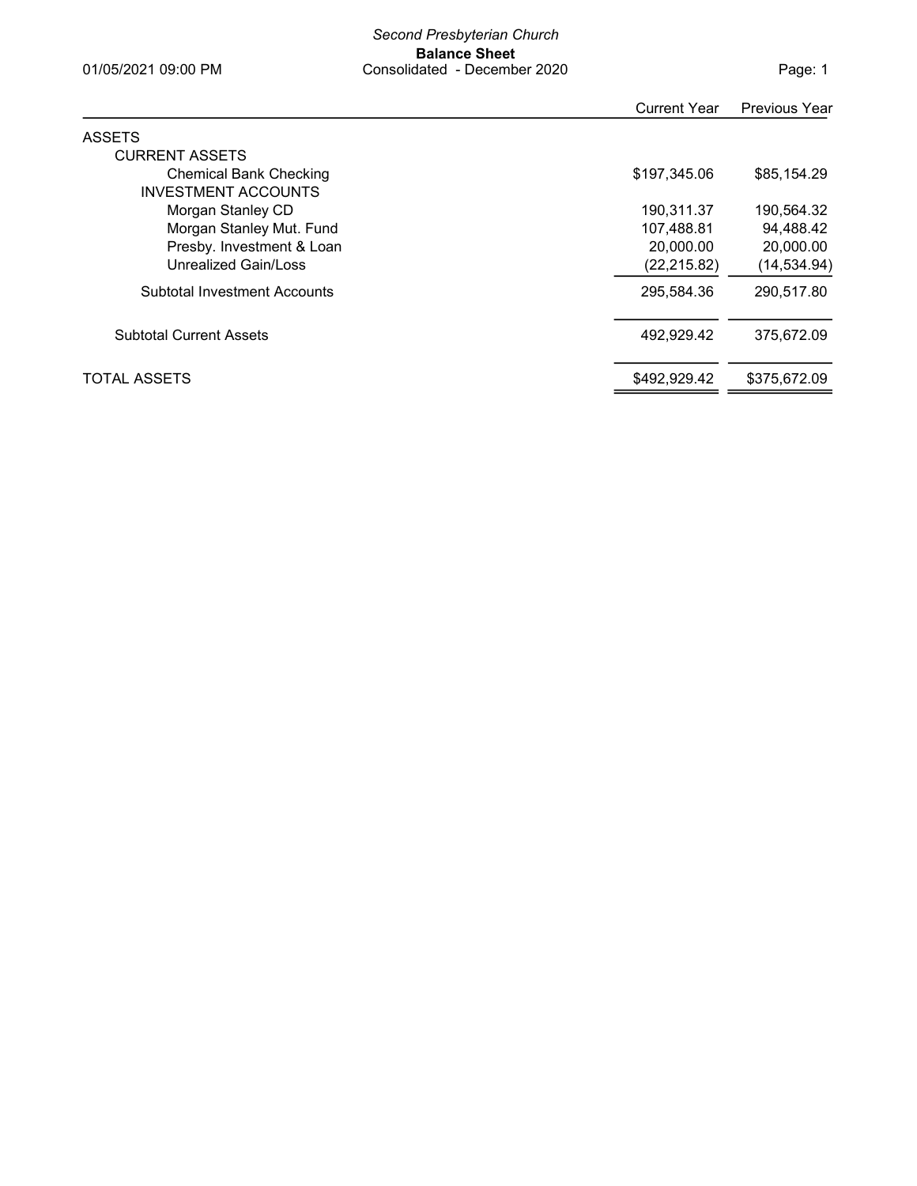*Second Presbyterian Church*

**Balance Sheet**

Consolidated - December 2020

01/05/2021 09:00 PM

| | Current Year | Previous Year |
|---|---|---|
| ASSETS | | |
| CURRENT ASSETS | | |
| Chemical Bank Checking | $197,345.06 | $85,154.29 |
| INVESTMENT ACCOUNTS | | |
| Morgan Stanley CD | 190,311.37 | 190,564.32 |
| Morgan Stanley Mut. Fund | 107,488.81 | 94,488.42 |
| Presby. Investment & Loan | 20,000.00 | 20,000.00 |
| Unrealized Gain/Loss | (22,215.82) | (14,534.94) |
| Subtotal Investment Accounts | 295,584.36 | 290,517.80 |
| Subtotal Current Assets | 492,929.42 | 375,672.09 |
| TOTAL ASSETS | $492,929.42 | $375,672.09 |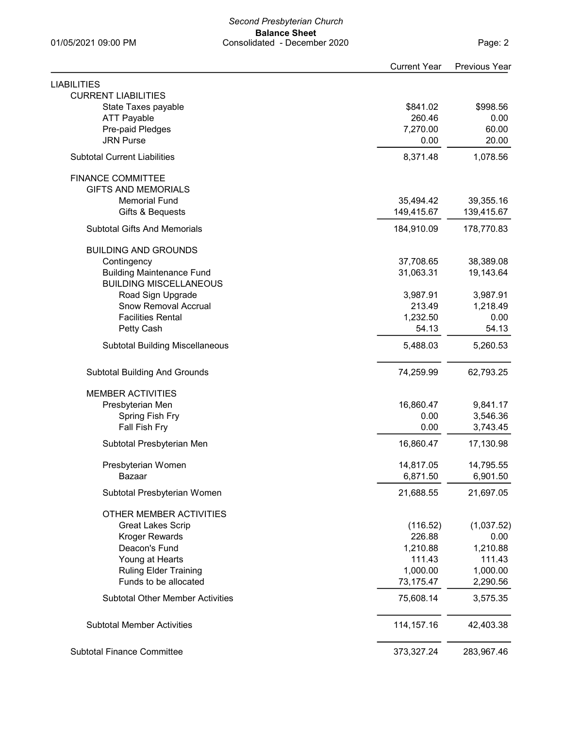*Second Presbyterian Church*

**Balance Sheet**

Consolidated - December 2020

01/05/2021 09:00 PM

| | Current Year | Previous Year |
|---|---|---|
| LIABILITIES | | |
| CURRENT LIABILITIES | | |
| State Taxes payable | $841.02 | $998.56 |
| ATT Payable | 260.46 | 0.00 |
| Pre-paid Pledges | 7,270.00 | 60.00 |
| JRN Purse | 0.00 | 20.00 |
| Subtotal Current Liabilities | 8,371.48 | 1,078.56 |
| FINANCE COMMITTEE | | |
| GIFTS AND MEMORIALS | | |
| Memorial Fund | 35,494.42 | 39,355.16 |
| Gifts & Bequests | 149,415.67 | 139,415.67 |
| Subtotal Gifts And Memorials | 184,910.09 | 178,770.83 |
| BUILDING AND GROUNDS | | |
| Contingency | 37,708.65 | 38,389.08 |
| Building Maintenance Fund | 31,063.31 | 19,143.64 |
| BUILDING MISCELLANEOUS | | |
| Road Sign Upgrade | 3,987.91 | 3,987.91 |
| Snow Removal Accrual | 213.49 | 1,218.49 |
| Facilities Rental | 1,232.50 | 0.00 |
| Petty Cash | 54.13 | 54.13 |
| Subtotal Building Miscellaneous | 5,488.03 | 5,260.53 |
| Subtotal Building And Grounds | 74,259.99 | 62,793.25 |
| MEMBER ACTIVITIES | | |
| Presbyterian Men | 16,860.47 | 9,841.17 |
| Spring Fish Fry | 0.00 | 3,546.36 |
| Fall Fish Fry | 0.00 | 3,743.45 |
| Subtotal Presbyterian Men | 16,860.47 | 17,130.98 |
| Presbyterian Women | 14,817.05 | 14,795.55 |
| Bazaar | 6,871.50 | 6,901.50 |
| Subtotal Presbyterian Women | 21,688.55 | 21,697.05 |
| OTHER MEMBER ACTIVITIES | | |
| Great Lakes Scrip | (116.52) | (1,037.52) |
| Kroger Rewards | 226.88 | 0.00 |
| Deacon's Fund | 1,210.88 | 1,210.88 |
| Young at Hearts | 111.43 | 111.43 |
| Ruling Elder Training | 1,000.00 | 1,000.00 |
| Funds to be allocated | 73,175.47 | 2,290.56 |
| Subtotal Other Member Activities | 75,608.14 | 3,575.35 |
| Subtotal Member Activities | 114,157.16 | 42,403.38 |
| Subtotal Finance Committee | 373,327.24 | 283,967.46 |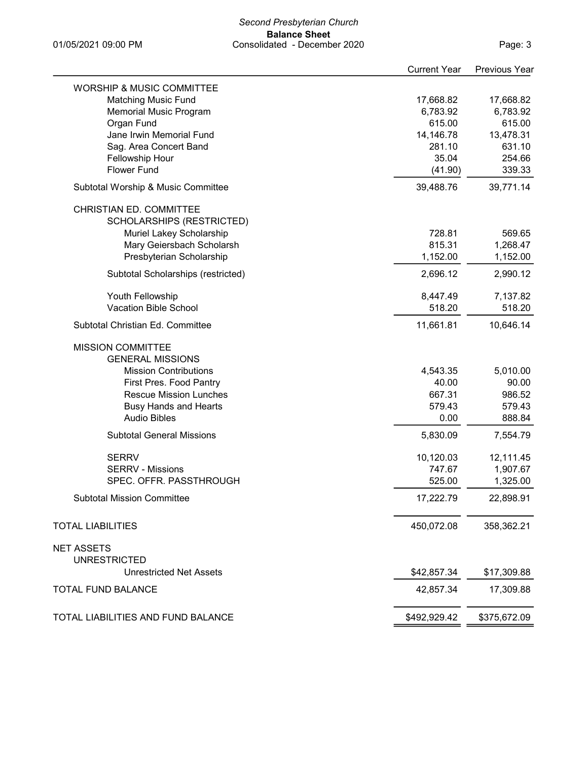*Second Presbyterian Church*

**Balance Sheet**

Consolidated - December 2020

01/05/2021 09:00 PM

| | Current Year | Previous Year |
|---|---|---|
| WORSHIP & MUSIC COMMITTEE | | |
| Matching Music Fund | 17,668.82 | 17,668.82 |
| Memorial Music Program | 6,783.92 | 6,783.92 |
| Organ Fund | 615.00 | 615.00 |
| Jane Irwin Memorial Fund | 14,146.78 | 13,478.31 |
| Sag. Area Concert Band | 281.10 | 631.10 |
| Fellowship Hour | 35.04 | 254.66 |
| Flower Fund | (41.90) | 339.33 |
| Subtotal Worship & Music Committee | 39,488.76 | 39,771.14 |
| CHRISTIAN ED. COMMITTEE | | |
| SCHOLARSHIPS (RESTRICTED) | | |
| Muriel Lakey Scholarship | 728.81 | 569.65 |
| Mary Geiersbach Scholarsh | 815.31 | 1,268.47 |
| Presbyterian Scholarship | 1,152.00 | 1,152.00 |
| Subtotal Scholarships (restricted) | 2,696.12 | 2,990.12 |
| Youth Fellowship | 8,447.49 | 7,137.82 |
| Vacation Bible School | 518.20 | 518.20 |
| Subtotal Christian Ed. Committee | 11,661.81 | 10,646.14 |
| MISSION COMMITTEE | | |
| GENERAL MISSIONS | | |
| Mission Contributions | 4,543.35 | 5,010.00 |
| First Pres. Food Pantry | 40.00 | 90.00 |
| Rescue Mission Lunches | 667.31 | 986.52 |
| Busy Hands and Hearts | 579.43 | 579.43 |
| Audio Bibles | 0.00 | 888.84 |
| Subtotal General Missions | 5,830.09 | 7,554.79 |
| SERRV | 10,120.03 | 12,111.45 |
| SERRV - Missions | 747.67 | 1,907.67 |
| SPEC. OFFR. PASSTHROUGH | 525.00 | 1,325.00 |
| Subtotal Mission Committee | 17,222.79 | 22,898.91 |
| TOTAL LIABILITIES | 450,072.08 | 358,362.21 |
| NET ASSETS | | |
| UNRESTRICTED | | |
| Unrestricted Net Assets | $42,857.34 | $17,309.88 |
| TOTAL FUND BALANCE | 42,857.34 | 17,309.88 |
| TOTAL LIABILITIES AND FUND BALANCE | $492,929.42 | $375,672.09 |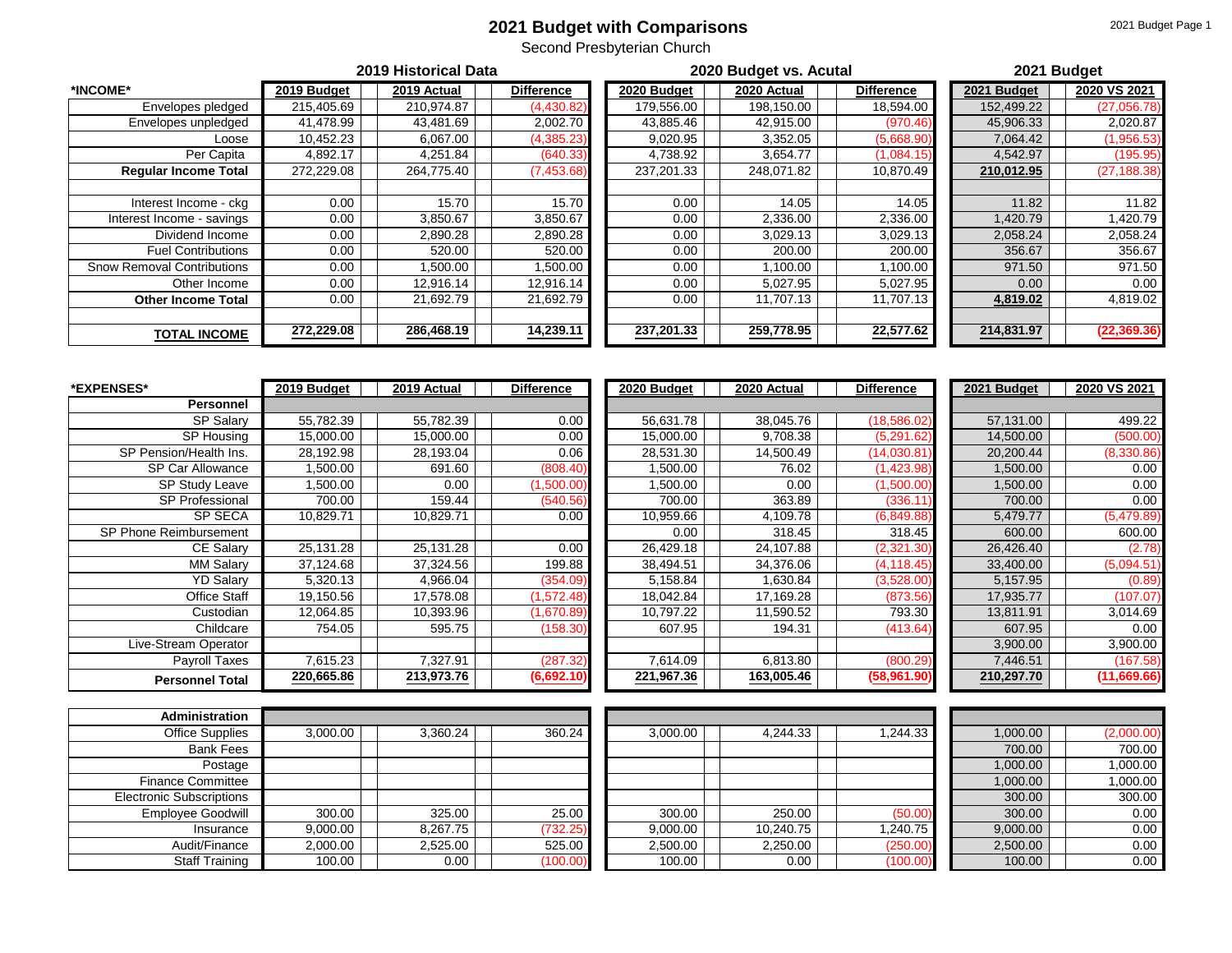# 2021 Budget with Comparisons

Second Presbyterian Church

| | 2019 Historical Data | | | 2020 Budget vs. Acutal | | | 2021 Budget | |
|---|---|---|---|---|---|---|---|---|
| ***INCOME*** | **2019 Budget** | **2019 Actual** | **Difference** | **2020 Budget** | **2020 Actual** | **Difference** | **2021 Budget** | **2020 VS 2021** |
| Envelopes pledged | 215,405.69 | 210,974.87 | (4,430.82) | 179,556.00 | 198,150.00 | 18,594.00 | 152,499.22 | (27,056.78) |
| Envelopes unpledged | 41,478.99 | 43,481.69 | 2,002.70 | 43,885.46 | 42,915.00 | (970.46) | 45,906.33 | 2,020.87 |
| Loose | 10,452.23 | 6,067.00 | (4,385.23) | 9,020.95 | 3,352.05 | (5,668.90) | 7,064.42 | (1,956.53) |
| Per Capita | 4,892.17 | 4,251.84 | (640.33) | 4,738.92 | 3,654.77 | (1,084.15) | 4,542.97 | (195.95) |
| **Regular Income Total** | 272,229.08 | 264,775.40 | (7,453.68) | 237,201.33 | 248,071.82 | 10,870.49 | **210,012.95** | (27,188.38) |
| | | | | | | | | |
| Interest Income - ckg | 0.00 | 15.70 | 15.70 | 0.00 | 14.05 | 14.05 | 11.82 | 11.82 |
| Interest Income - savings | 0.00 | 3,850.67 | 3,850.67 | 0.00 | 2,336.00 | 2,336.00 | 1,420.79 | 1,420.79 |
| Dividend Income | 0.00 | 2,890.28 | 2,890.28 | 0.00 | 3,029.13 | 3,029.13 | 2,058.24 | 2,058.24 |
| Fuel Contributions | 0.00 | 520.00 | 520.00 | 0.00 | 200.00 | 200.00 | 356.67 | 356.67 |
| Snow Removal Contributions | 0.00 | 1,500.00 | 1,500.00 | 0.00 | 1,100.00 | 1,100.00 | 971.50 | 971.50 |
| Other Income | 0.00 | 12,916.14 | 12,916.14 | 0.00 | 5,027.95 | 5,027.95 | 0.00 | 0.00 |
| **Other Income Total** | 0.00 | 21,692.79 | 21,692.79 | 0.00 | 11,707.13 | 11,707.13 | **4,819.02** | 4,819.02 |
| | | | | | | | | |
| **TOTAL INCOME** | **272,229.08** | **286,468.19** | **14,239.11** | **237,201.33** | **259,778.95** | **22,577.62** | **214,831.97** | **(22,369.36)** |

| ***EXPENSES*** | **2019 Budget** | **2019 Actual** | **Difference** | **2020 Budget** | **2020 Actual** | **Difference** | **2021 Budget** | **2020 VS 2021** |
|---|---|---|---|---|---|---|---|---|
| **Personnel** | | | | | | | | |
| SP Salary | 55,782.39 | 55,782.39 | 0.00 | 56,631.78 | 38,045.76 | (18,586.02) | 57,131.00 | 499.22 |
| SP Housing | 15,000.00 | 15,000.00 | 0.00 | 15,000.00 | 9,708.38 | (5,291.62) | 14,500.00 | (500.00) |
| SP Pension/Health Ins. | 28,192.98 | 28,193.04 | 0.06 | 28,531.30 | 14,500.49 | (14,030.81) | 20,200.44 | (8,330.86) |
| SP Car Allowance | 1,500.00 | 691.60 | (808.40) | 1,500.00 | 76.02 | (1,423.98) | 1,500.00 | 0.00 |
| SP Study Leave | 1,500.00 | 0.00 | (1,500.00) | 1,500.00 | 0.00 | (1,500.00) | 1,500.00 | 0.00 |
| SP Professional | 700.00 | 159.44 | (540.56) | 700.00 | 363.89 | (336.11) | 700.00 | 0.00 |
| SP SECA | 10,829.71 | 10,829.71 | 0.00 | 10,959.66 | 4,109.78 | (6,849.88) | 5,479.77 | (5,479.89) |
| SP Phone Reimbursement | | | | 0.00 | 318.45 | 318.45 | 600.00 | 600.00 |
| CE Salary | 25,131.28 | 25,131.28 | 0.00 | 26,429.18 | 24,107.88 | (2,321.30) | 26,426.40 | (2.78) |
| MM Salary | 37,124.68 | 37,324.56 | 199.88 | 38,494.51 | 34,376.06 | (4,118.45) | 33,400.00 | (5,094.51) |
| YD Salary | 5,320.13 | 4,966.04 | (354.09) | 5,158.84 | 1,630.84 | (3,528.00) | 5,157.95 | (0.89) |
| Office Staff | 19,150.56 | 17,578.08 | (1,572.48) | 18,042.84 | 17,169.28 | (873.56) | 17,935.77 | (107.07) |
| Custodian | 12,064.85 | 10,393.96 | (1,670.89) | 10,797.22 | 11,590.52 | 793.30 | 13,811.91 | 3,014.69 |
| Childcare | 754.05 | 595.75 | (158.30) | 607.95 | 194.31 | (413.64) | 607.95 | 0.00 |
| Live-Stream Operator | | | | | | | 3,900.00 | 3,900.00 |
| Payroll Taxes | 7,615.23 | 7,327.91 | (287.32) | 7,614.09 | 6,813.80 | (800.29) | 7,446.51 | (167.58) |
| **Personnel Total** | **220,665.86** | **213,973.76** | **(6,692.10)** | **221,967.36** | **163,005.46** | **(58,961.90)** | **210,297.70** | **(11,669.66)** |
| | | | | | | | | |
| **Administration** | | | | | | | | |
| Office Supplies | 3,000.00 | 3,360.24 | 360.24 | 3,000.00 | 4,244.33 | 1,244.33 | 1,000.00 | (2,000.00) |
| Bank Fees | | | | | | | 700.00 | 700.00 |
| Postage | | | | | | | 1,000.00 | 1,000.00 |
| Finance Committee | | | | | | | 1,000.00 | 1,000.00 |
| Electronic Subscriptions | | | | | | | 300.00 | 300.00 |
| Employee Goodwill | 300.00 | 325.00 | 25.00 | 300.00 | 250.00 | (50.00) | 300.00 | 0.00 |
| Insurance | 9,000.00 | 8,267.75 | (732.25) | 9,000.00 | 10,240.75 | 1,240.75 | 9,000.00 | 0.00 |
| Audit/Finance | 2,000.00 | 2,525.00 | 525.00 | 2,500.00 | 2,250.00 | (250.00) | 2,500.00 | 0.00 |
| Staff Training | 100.00 | 0.00 | (100.00) | 100.00 | 0.00 | (100.00) | 100.00 | 0.00 |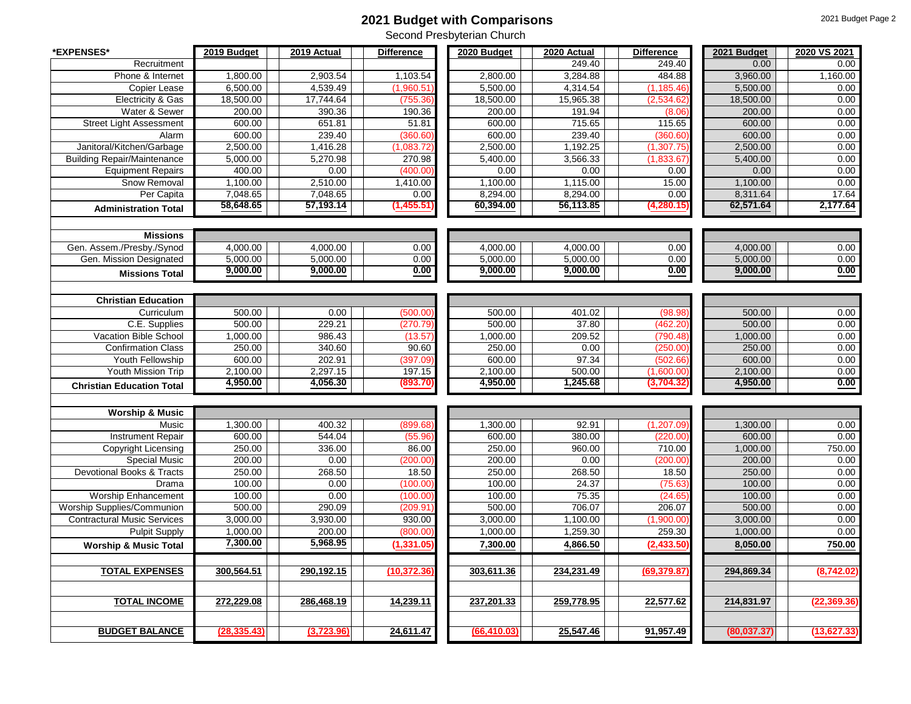# 2021 Budget with Comparisons

Second Presbyterian Church

| *EXPENSES* | 2019 Budget | 2019 Actual | Difference | 2020 Budget | 2020 Actual | Difference | 2021 Budget | 2020 VS 2021 |
|---|---|---|---|---|---|---|---|---|
| Recruitment | | | | | 249.40 | 249.40 | 0.00 | 0.00 |
| Phone & Internet | 1,800.00 | 2,903.54 | 1,103.54 | 2,800.00 | 3,284.88 | 484.88 | 3,960.00 | 1,160.00 |
| Copier Lease | 6,500.00 | 4,539.49 | (1,960.51) | 5,500.00 | 4,314.54 | (1,185.46) | 5,500.00 | 0.00 |
| Electricity & Gas | 18,500.00 | 17,744.64 | (755.36) | 18,500.00 | 15,965.38 | (2,534.62) | 18,500.00 | 0.00 |
| Water & Sewer | 200.00 | 390.36 | 190.36 | 200.00 | 191.94 | (8.06) | 200.00 | 0.00 |
| Street Light Assessment | 600.00 | 651.81 | 51.81 | 600.00 | 715.65 | 115.65 | 600.00 | 0.00 |
| Alarm | 600.00 | 239.40 | (360.60) | 600.00 | 239.40 | (360.60) | 600.00 | 0.00 |
| Janitoral/Kitchen/Garbage | 2,500.00 | 1,416.28 | (1,083.72) | 2,500.00 | 1,192.25 | (1,307.75) | 2,500.00 | 0.00 |
| Building Repair/Maintenance | 5,000.00 | 5,270.98 | 270.98 | 5,400.00 | 3,566.33 | (1,833.67) | 5,400.00 | 0.00 |
| Equipment Repairs | 400.00 | 0.00 | (400.00) | 0.00 | 0.00 | 0.00 | 0.00 | 0.00 |
| Snow Removal | 1,100.00 | 2,510.00 | 1,410.00 | 1,100.00 | 1,115.00 | 15.00 | 1,100.00 | 0.00 |
| Per Capita | 7,048.65 | 7,048.65 | 0.00 | 8,294.00 | 8,294.00 | 0.00 | 8,311.64 | 17.64 |
| **Administration Total** | **58,648.65** | **57,193.14** | **(1,455.51)** | **60,394.00** | **56,113.85** | **(4,280.15)** | **62,571.64** | **2,177.64** |
| | | | | | | | | |
| **Missions** | | | | | | | | |
| Gen. Assem./Presby./Synod | 4,000.00 | 4,000.00 | 0.00 | 4,000.00 | 4,000.00 | 0.00 | 4,000.00 | 0.00 |
| Gen. Mission Designated | 5,000.00 | 5,000.00 | 0.00 | 5,000.00 | 5,000.00 | 0.00 | 5,000.00 | 0.00 |
| **Missions Total** | **9,000.00** | **9,000.00** | **0.00** | **9,000.00** | **9,000.00** | **0.00** | **9,000.00** | **0.00** |
| | | | | | | | | |
| **Christian Education** | | | | | | | | |
| Curriculum | 500.00 | 0.00 | (500.00) | 500.00 | 401.02 | (98.98) | 500.00 | 0.00 |
| C.E. Supplies | 500.00 | 229.21 | (270.79) | 500.00 | 37.80 | (462.20) | 500.00 | 0.00 |
| Vacation Bible School | 1,000.00 | 986.43 | (13.57) | 1,000.00 | 209.52 | (790.48) | 1,000.00 | 0.00 |
| Confirmation Class | 250.00 | 340.60 | 90.60 | 250.00 | 0.00 | (250.00) | 250.00 | 0.00 |
| Youth Fellowship | 600.00 | 202.91 | (397.09) | 600.00 | 97.34 | (502.66) | 600.00 | 0.00 |
| Youth Mission Trip | 2,100.00 | 2,297.15 | 197.15 | 2,100.00 | 500.00 | (1,600.00) | 2,100.00 | 0.00 |
| **Christian Education Total** | **4,950.00** | **4,056.30** | **(893.70)** | **4,950.00** | **1,245.68** | **(3,704.32)** | **4,950.00** | **0.00** |
| | | | | | | | | |
| **Worship & Music** | | | | | | | | |
| Music | 1,300.00 | 400.32 | (899.68) | 1,300.00 | 92.91 | (1,207.09) | 1,300.00 | 0.00 |
| Instrument Repair | 600.00 | 544.04 | (55.96) | 600.00 | 380.00 | (220.00) | 600.00 | 0.00 |
| Copyright Licensing | 250.00 | 336.00 | 86.00 | 250.00 | 960.00 | 710.00 | 1,000.00 | 750.00 |
| Special Music | 200.00 | 0.00 | (200.00) | 200.00 | 0.00 | (200.00) | 200.00 | 0.00 |
| Devotional Books & Tracts | 250.00 | 268.50 | 18.50 | 250.00 | 268.50 | 18.50 | 250.00 | 0.00 |
| Drama | 100.00 | 0.00 | (100.00) | 100.00 | 24.37 | (75.63) | 100.00 | 0.00 |
| Worship Enhancement | 100.00 | 0.00 | (100.00) | 100.00 | 75.35 | (24.65) | 100.00 | 0.00 |
| Worship Supplies/Communion | 500.00 | 290.09 | (209.91) | 500.00 | 706.07 | 206.07 | 500.00 | 0.00 |
| Contractural Music Services | 3,000.00 | 3,930.00 | 930.00 | 3,000.00 | 1,100.00 | (1,900.00) | 3,000.00 | 0.00 |
| Pulpit Supply | 1,000.00 | 200.00 | (800.00) | 1,000.00 | 1,259.30 | 259.30 | 1,000.00 | 0.00 |
| **Worship & Music Total** | **7,300.00** | **5,968.95** | **(1,331.05)** | **7,300.00** | **4,866.50** | **(2,433.50)** | **8,050.00** | **750.00** |
| | | | | | | | | |
| **TOTAL EXPENSES** | **300,564.51** | **290,192.15** | **(10,372.36)** | **303,611.36** | **234,231.49** | **(69,379.87)** | **294,869.34** | **(8,742.02)** |
| | | | | | | | | |
| **TOTAL INCOME** | **272,229.08** | **286,468.19** | **14,239.11** | **237,201.33** | **259,778.95** | **22,577.62** | **214,831.97** | **(22,369.36)** |
| | | | | | | | | |
| **BUDGET BALANCE** | **(28,335.43)** | **(3,723.96)** | **24,611.47** | **(66,410.03)** | **25,547.46** | **91,957.49** | **(80,037.37)** | **(13,627.33)** |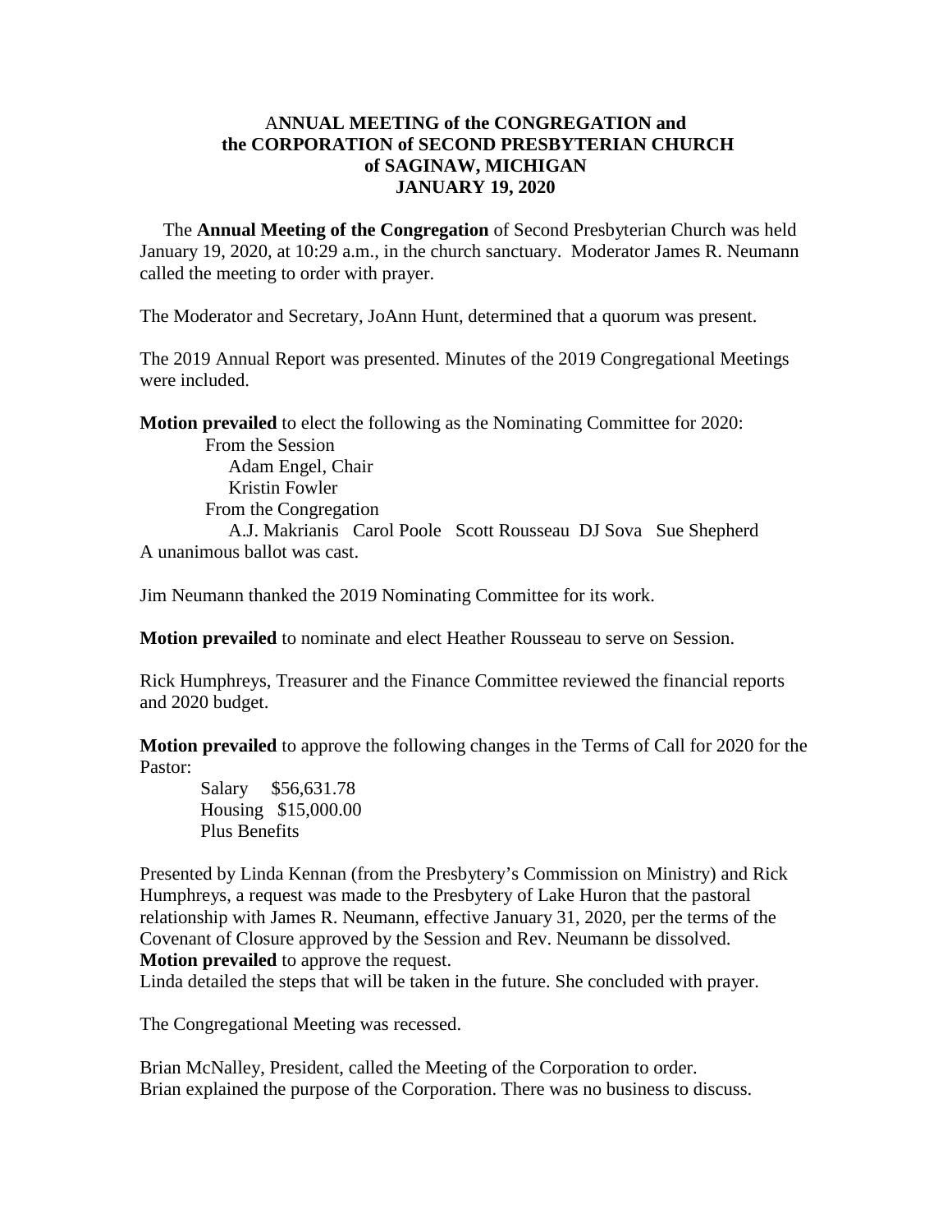# ANNUAL MEETING of the CONGREGATION and the CORPORATION of SECOND PRESBYTERIAN CHURCH of SAGINAW, MICHIGAN JANUARY 19, 2020

The **Annual Meeting of the Congregation** of Second Presbyterian Church was held January 19, 2020, at 10:29 a.m., in the church sanctuary. Moderator James R. Neumann called the meeting to order with prayer.

The Moderator and Secretary, JoAnn Hunt, determined that a quorum was present.

The 2019 Annual Report was presented. Minutes of the 2019 Congregational Meetings were included.

**Motion prevailed** to elect the following as the Nominating Committee for 2020:

From the Session
- Adam Engel, Chair
- Kristin Fowler

From the Congregation
- A.J. Makrianis Carol Poole Scott Rousseau DJ Sova Sue Shepherd

A unanimous ballot was cast.

Jim Neumann thanked the 2019 Nominating Committee for its work.

**Motion prevailed** to nominate and elect Heather Rousseau to serve on Session.

Rick Humphreys, Treasurer and the Finance Committee reviewed the financial reports and 2020 budget.

**Motion prevailed** to approve the following changes in the Terms of Call for 2020 for the Pastor:

Salary $56,631.78
Housing $15,000.00
Plus Benefits

Presented by Linda Kennan (from the Presbytery's Commission on Ministry) and Rick Humphreys, a request was made to the Presbytery of Lake Huron that the pastoral relationship with James R. Neumann, effective January 31, 2020, per the terms of the Covenant of Closure approved by the Session and Rev. Neumann be dissolved.
**Motion prevailed** to approve the request.
Linda detailed the steps that will be taken in the future. She concluded with prayer.

The Congregational Meeting was recessed.

Brian McNalley, President, called the Meeting of the Corporation to order.
Brian explained the purpose of the Corporation. There was no business to discuss.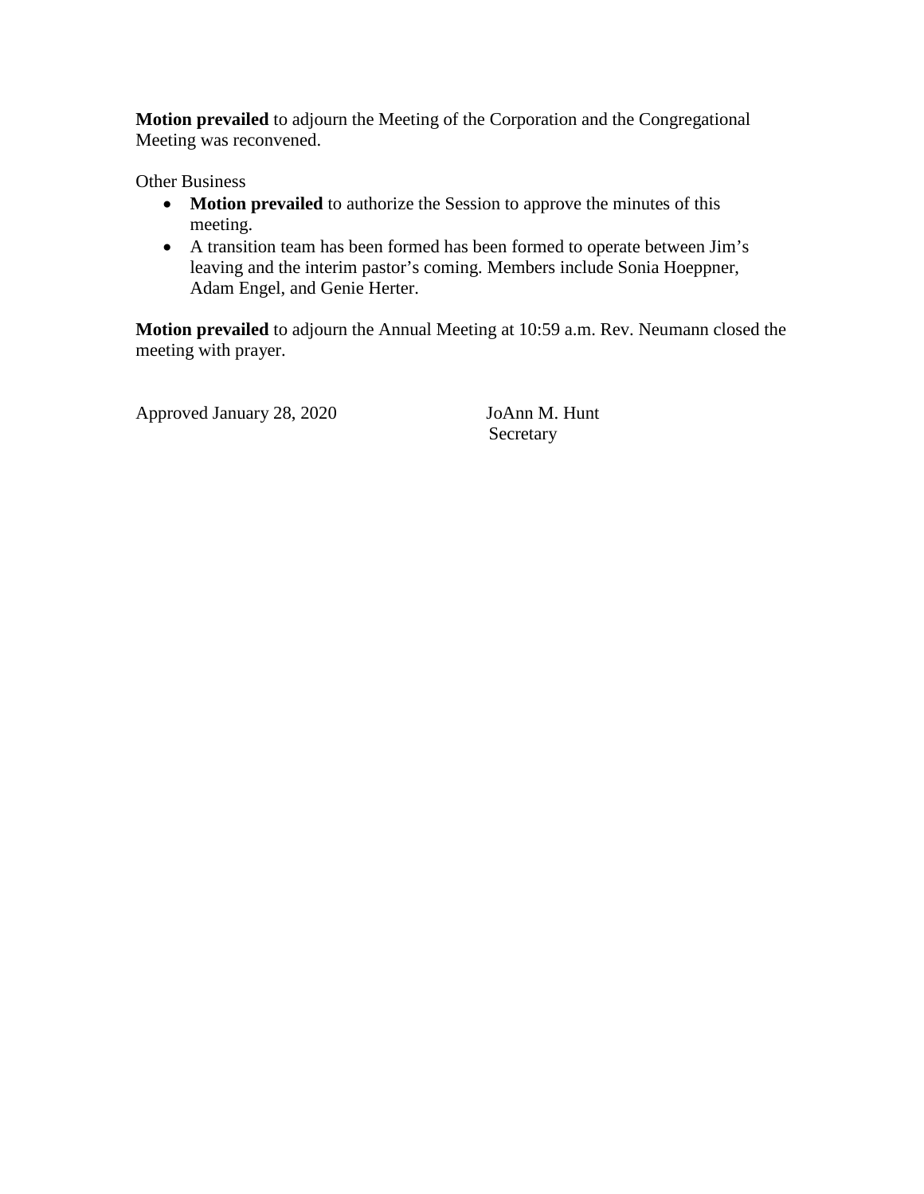**Motion prevailed** to adjourn the Meeting of the Corporation and the Congregational Meeting was reconvened.

Other Business

- **Motion prevailed** to authorize the Session to approve the minutes of this meeting.
- A transition team has been formed has been formed to operate between Jim's leaving and the interim pastor's coming. Members include Sonia Hoeppner, Adam Engel, and Genie Herter.

**Motion prevailed** to adjourn the Annual Meeting at 10:59 a.m. Rev. Neumann closed the meeting with prayer.

Approved January 28, 2020 JoAnn M. Hunt  
Secretary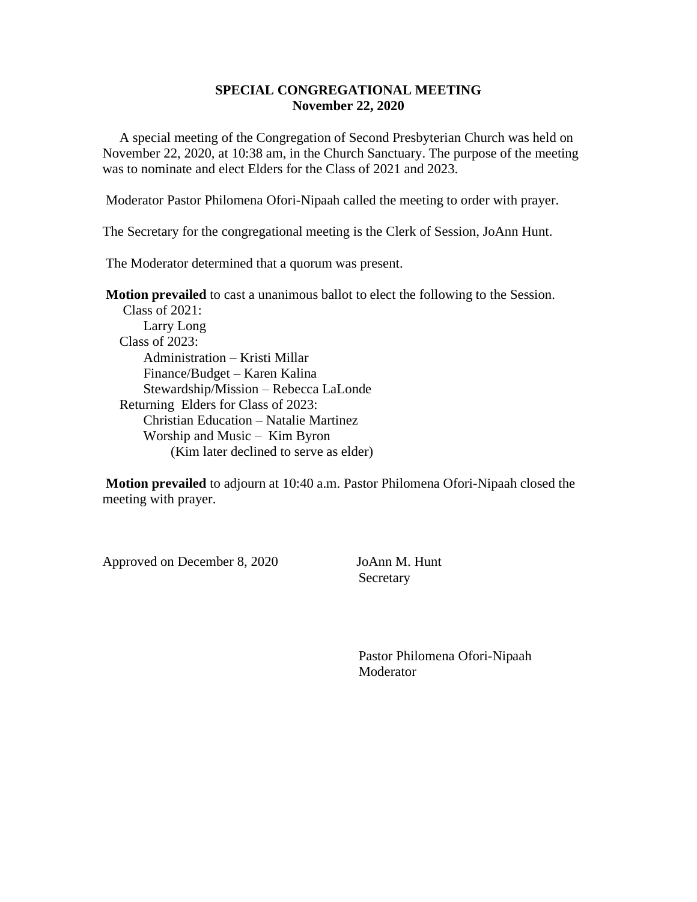**SPECIAL CONGREGATIONAL MEETING**
**November 22, 2020**

A special meeting of the Congregation of Second Presbyterian Church was held on November 22, 2020, at 10:38 am, in the Church Sanctuary. The purpose of the meeting was to nominate and elect Elders for the Class of 2021 and 2023.

Moderator Pastor Philomena Ofori-Nipaah called the meeting to order with prayer.

The Secretary for the congregational meeting is the Clerk of Session, JoAnn Hunt.

The Moderator determined that a quorum was present.

**Motion prevailed** to cast a unanimous ballot to elect the following to the Session.

- Class of 2021:
  - Larry Long
- Class of 2023:
  - Administration – Kristi Millar
  - Finance/Budget – Karen Kalina
  - Stewardship/Mission – Rebecca LaLonde
- Returning Elders for Class of 2023:
  - Christian Education – Natalie Martinez
  - Worship and Music – Kim Byron
    - (Kim later declined to serve as elder)

**Motion prevailed** to adjourn at 10:40 a.m. Pastor Philomena Ofori-Nipaah closed the meeting with prayer.

Approved on December 8, 2020

JoAnn M. Hunt
Secretary

Pastor Philomena Ofori-Nipaah
Moderator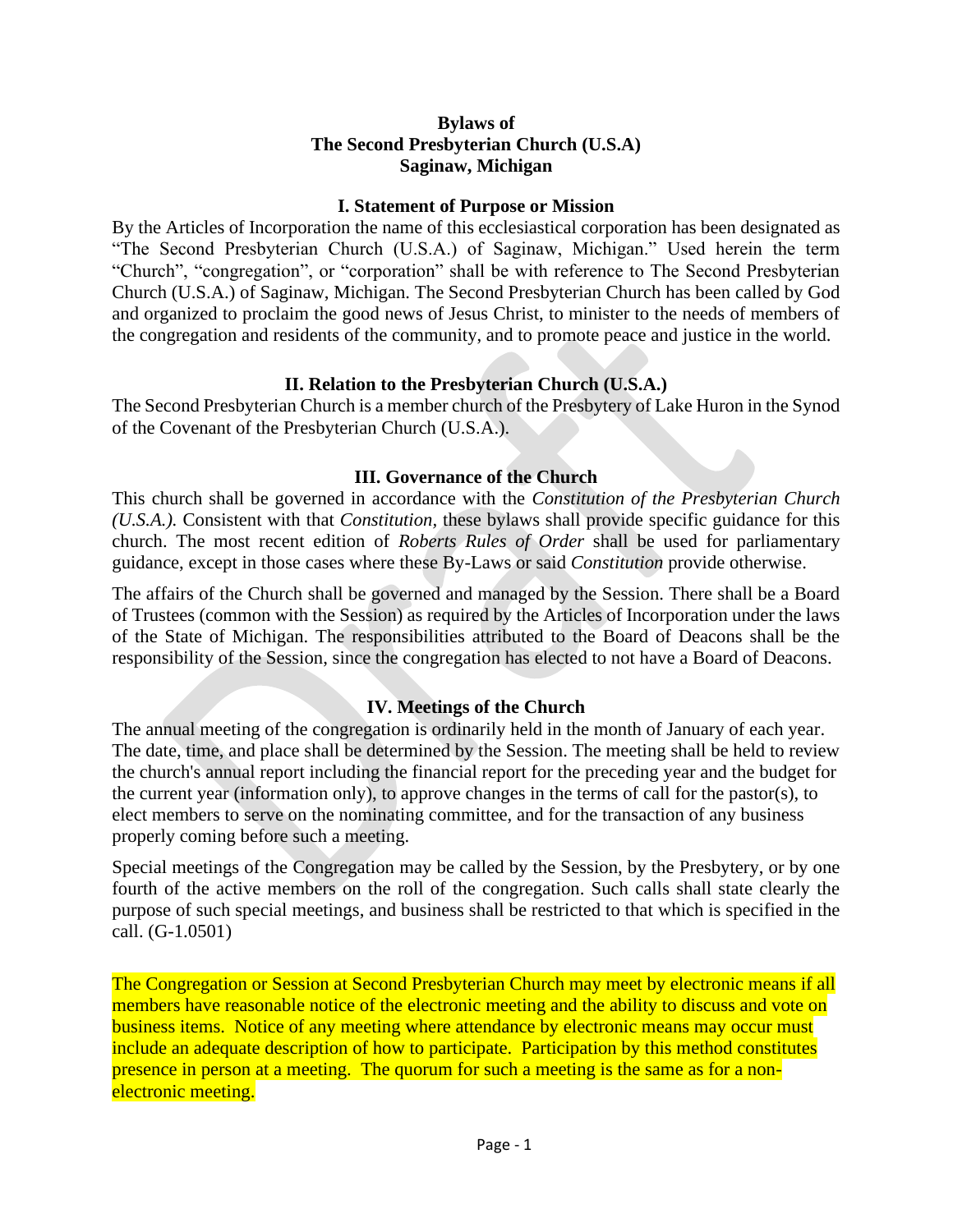**Bylaws of**
**The Second Presbyterian Church (U.S.A)**
**Saginaw, Michigan**

## I. Statement of Purpose or Mission

By the Articles of Incorporation the name of this ecclesiastical corporation has been designated as "The Second Presbyterian Church (U.S.A.) of Saginaw, Michigan." Used herein the term "Church", "congregation", or "corporation" shall be with reference to The Second Presbyterian Church (U.S.A.) of Saginaw, Michigan. The Second Presbyterian Church has been called by God and organized to proclaim the good news of Jesus Christ, to minister to the needs of members of the congregation and residents of the community, and to promote peace and justice in the world.

## II. Relation to the Presbyterian Church (U.S.A.)

The Second Presbyterian Church is a member church of the Presbytery of Lake Huron in the Synod of the Covenant of the Presbyterian Church (U.S.A.).

## III. Governance of the Church

This church shall be governed in accordance with the *Constitution of the Presbyterian Church (U.S.A.).* Consistent with that *Constitution*, these bylaws shall provide specific guidance for this church. The most recent edition of *Roberts Rules of Order* shall be used for parliamentary guidance, except in those cases where these By-Laws or said *Constitution* provide otherwise.

The affairs of the Church shall be governed and managed by the Session. There shall be a Board of Trustees (common with the Session) as required by the Articles of Incorporation under the laws of the State of Michigan. The responsibilities attributed to the Board of Deacons shall be the responsibility of the Session, since the congregation has elected to not have a Board of Deacons.

## IV. Meetings of the Church

The annual meeting of the congregation is ordinarily held in the month of January of each year. The date, time, and place shall be determined by the Session. The meeting shall be held to review the church's annual report including the financial report for the preceding year and the budget for the current year (information only), to approve changes in the terms of call for the pastor(s), to elect members to serve on the nominating committee, and for the transaction of any business properly coming before such a meeting.

Special meetings of the Congregation may be called by the Session, by the Presbytery, or by one fourth of the active members on the roll of the congregation. Such calls shall state clearly the purpose of such special meetings, and business shall be restricted to that which is specified in the call. (G-1.0501)

The Congregation or Session at Second Presbyterian Church may meet by electronic means if all members have reasonable notice of the electronic meeting and the ability to discuss and vote on business items. Notice of any meeting where attendance by electronic means may occur must include an adequate description of how to participate. Participation by this method constitutes presence in person at a meeting. The quorum for such a meeting is the same as for a non-electronic meeting.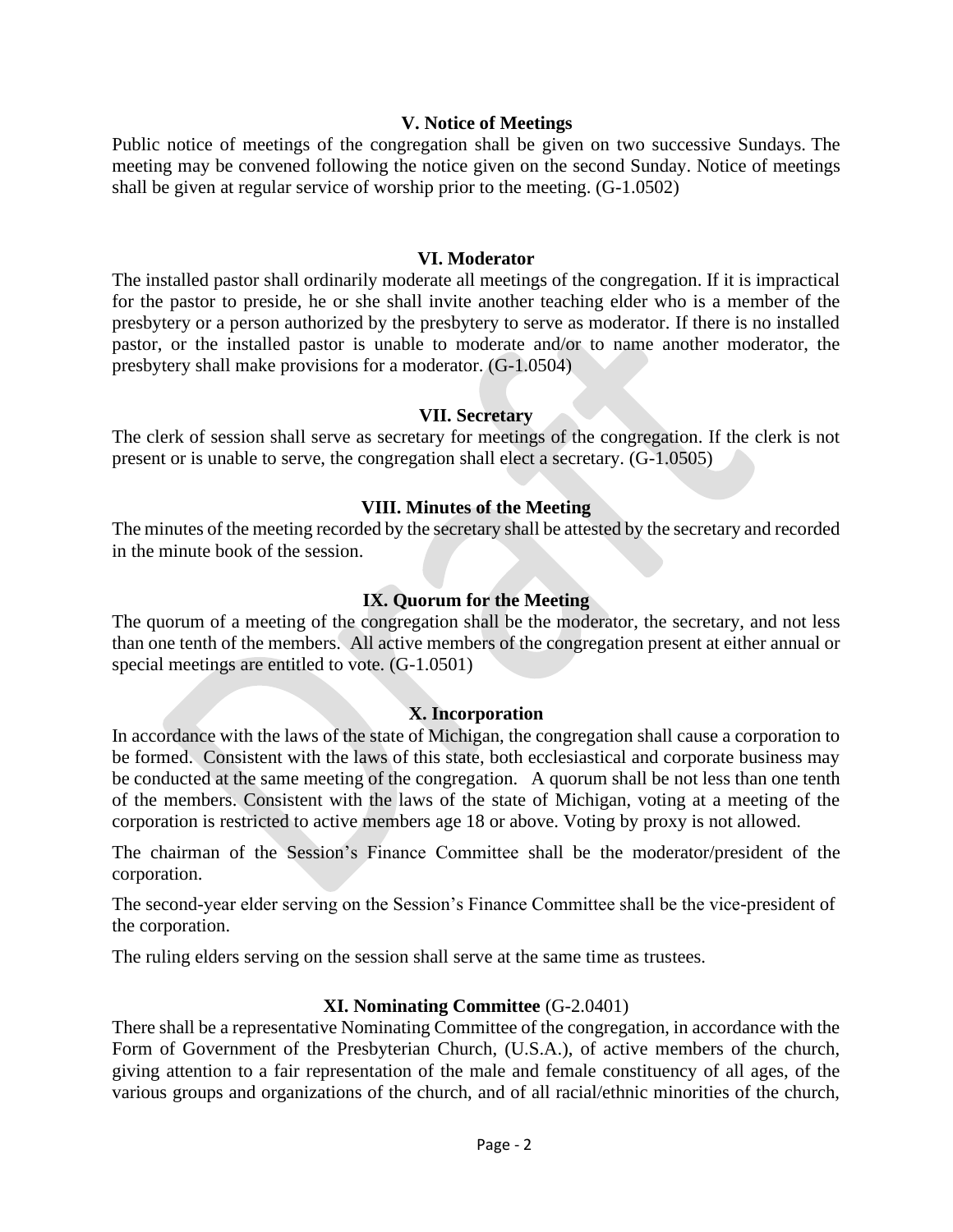### V. Notice of Meetings

Public notice of meetings of the congregation shall be given on two successive Sundays. The meeting may be convened following the notice given on the second Sunday. Notice of meetings shall be given at regular service of worship prior to the meeting. (G-1.0502)

### VI. Moderator

The installed pastor shall ordinarily moderate all meetings of the congregation. If it is impractical for the pastor to preside, he or she shall invite another teaching elder who is a member of the presbytery or a person authorized by the presbytery to serve as moderator. If there is no installed pastor, or the installed pastor is unable to moderate and/or to name another moderator, the presbytery shall make provisions for a moderator. (G-1.0504)

### VII. Secretary

The clerk of session shall serve as secretary for meetings of the congregation. If the clerk is not present or is unable to serve, the congregation shall elect a secretary. (G-1.0505)

### VIII. Minutes of the Meeting

The minutes of the meeting recorded by the secretary shall be attested by the secretary and recorded in the minute book of the session.

### IX. Quorum for the Meeting

The quorum of a meeting of the congregation shall be the moderator, the secretary, and not less than one tenth of the members. All active members of the congregation present at either annual or special meetings are entitled to vote. (G-1.0501)

### X. Incorporation

In accordance with the laws of the state of Michigan, the congregation shall cause a corporation to be formed. Consistent with the laws of this state, both ecclesiastical and corporate business may be conducted at the same meeting of the congregation. A quorum shall be not less than one tenth of the members. Consistent with the laws of the state of Michigan, voting at a meeting of the corporation is restricted to active members age 18 or above. Voting by proxy is not allowed.

The chairman of the Session's Finance Committee shall be the moderator/president of the corporation.

The second-year elder serving on the Session's Finance Committee shall be the vice-president of the corporation.

The ruling elders serving on the session shall serve at the same time as trustees.

### XI. Nominating Committee (G-2.0401)

There shall be a representative Nominating Committee of the congregation, in accordance with the Form of Government of the Presbyterian Church, (U.S.A.), of active members of the church, giving attention to a fair representation of the male and female constituency of all ages, of the various groups and organizations of the church, and of all racial/ethnic minorities of the church,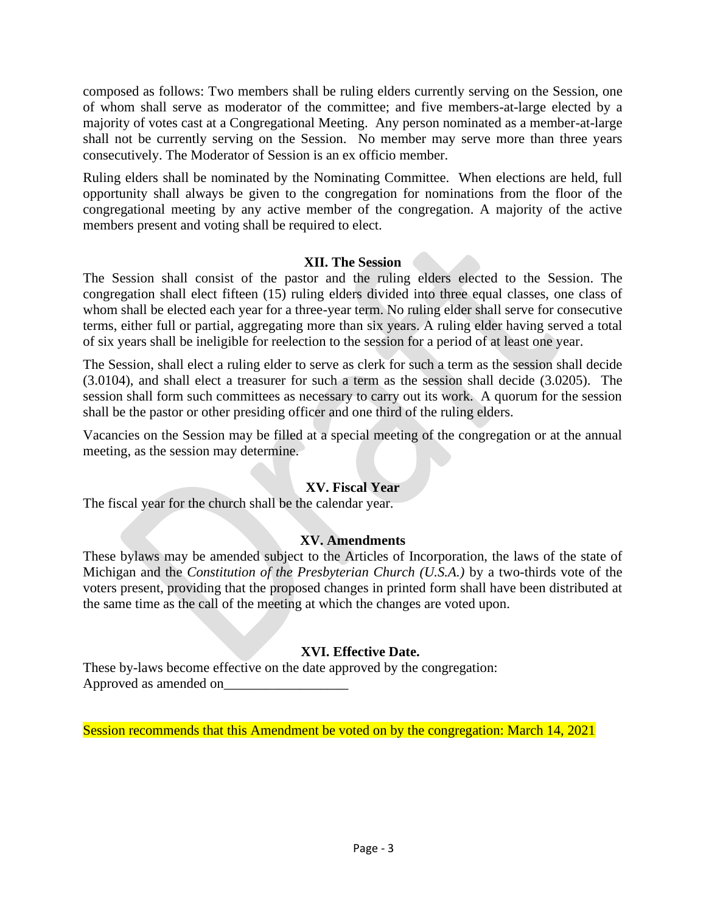composed as follows: Two members shall be ruling elders currently serving on the Session, one of whom shall serve as moderator of the committee; and five members-at-large elected by a majority of votes cast at a Congregational Meeting. Any person nominated as a member-at-large shall not be currently serving on the Session. No member may serve more than three years consecutively. The Moderator of Session is an ex officio member.

Ruling elders shall be nominated by the Nominating Committee. When elections are held, full opportunity shall always be given to the congregation for nominations from the floor of the congregational meeting by any active member of the congregation. A majority of the active members present and voting shall be required to elect.

## XII. The Session

The Session shall consist of the pastor and the ruling elders elected to the Session. The congregation shall elect fifteen (15) ruling elders divided into three equal classes, one class of whom shall be elected each year for a three-year term. No ruling elder shall serve for consecutive terms, either full or partial, aggregating more than six years. A ruling elder having served a total of six years shall be ineligible for reelection to the session for a period of at least one year.

The Session, shall elect a ruling elder to serve as clerk for such a term as the session shall decide (3.0104), and shall elect a treasurer for such a term as the session shall decide (3.0205). The session shall form such committees as necessary to carry out its work. A quorum for the session shall be the pastor or other presiding officer and one third of the ruling elders.

Vacancies on the Session may be filled at a special meeting of the congregation or at the annual meeting, as the session may determine.

## XV. Fiscal Year

The fiscal year for the church shall be the calendar year.

## XV. Amendments

These bylaws may be amended subject to the Articles of Incorporation, the laws of the state of Michigan and the *Constitution of the Presbyterian Church (U.S.A.)* by a two-thirds vote of the voters present, providing that the proposed changes in printed form shall have been distributed at the same time as the call of the meeting at which the changes are voted upon.

## XVI. Effective Date.

These by-laws become effective on the date approved by the congregation:
Approved as amended on__________________

Session recommends that this Amendment be voted on by the congregation: March 14, 2021